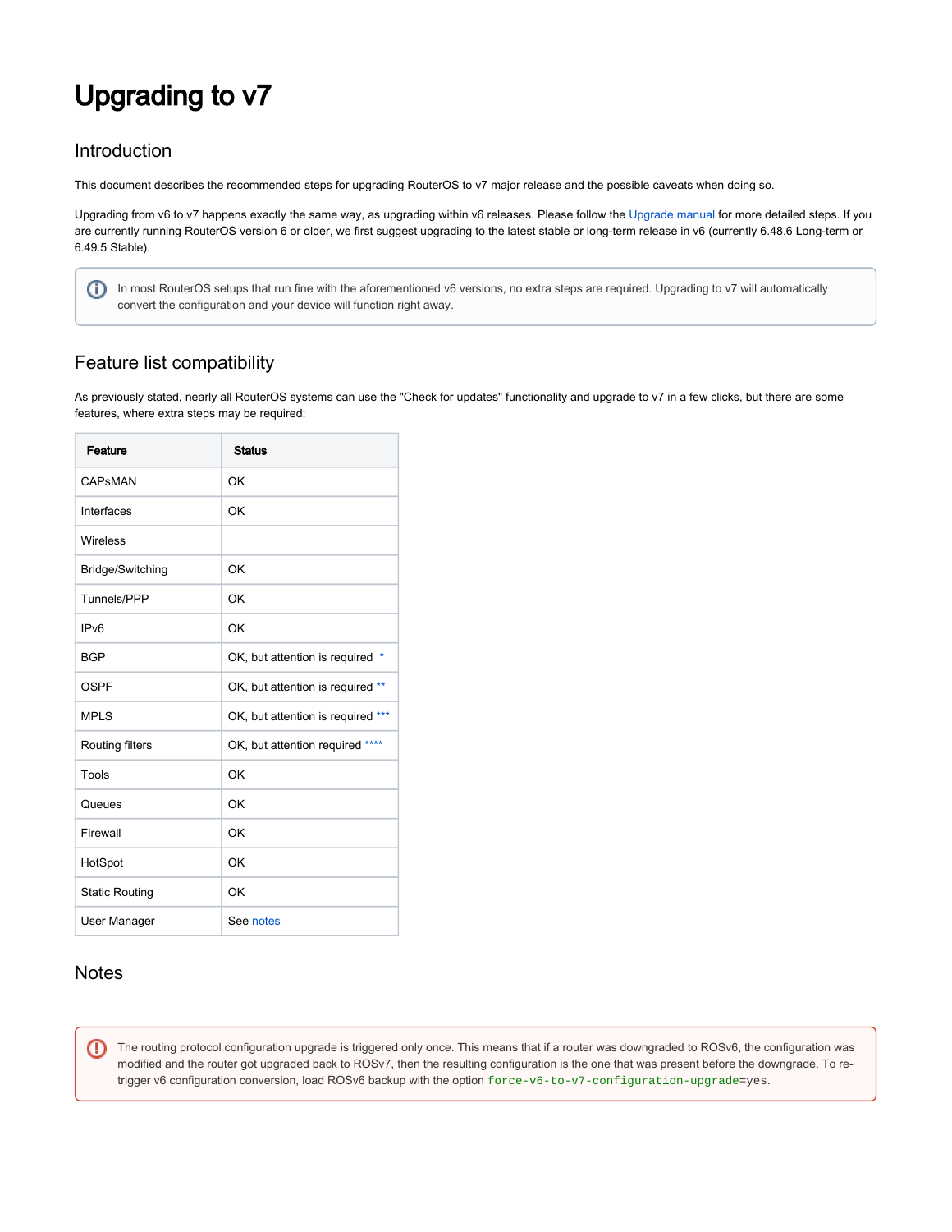# Upgrading to v7

## Introduction

This document describes the recommended steps for upgrading RouterOS to v7 major release and the possible caveats when doing so.

Upgrading from v6 to v7 happens exactly the same way, as upgrading within v6 releases. Please follow the Upgrade manual for more detailed steps. If you are currently running RouterOS version 6 or older, we first suggest upgrading to the latest stable or long-term release in v6 (currently 6.48.6 Long-term or 6.49.5 Stable).

> In most RouterOS setups that run fine with the aforementioned v6 versions, no extra steps are required. Upgrading to v7 will automatically convert the configuration and your device will function right away.

## Feature list compatibility

As previously stated, nearly all RouterOS systems can use the "Check for updates" functionality and upgrade to v7 in a few clicks, but there are some features, where extra steps may be required:

| Feature | Status |
|---|---|
| CAPsMAN | OK |
| Interfaces | OK |
| Wireless | |
| Bridge/Switching | OK |
| Tunnels/PPP | OK |
| IPv6 | OK |
| BGP | OK, but attention is required * |
| OSPF | OK, but attention is required ** |
| MPLS | OK, but attention is required *** |
| Routing filters | OK, but attention required **** |
| Tools | OK |
| Queues | OK |
| Firewall | OK |
| HotSpot | OK |
| Static Routing | OK |
| User Manager | See notes |

## Notes

> The routing protocol configuration upgrade is triggered only once. This means that if a router was downgraded to ROSv6, the configuration was modified and the router got upgraded back to ROSv7, then the resulting configuration is the one that was present before the downgrade. To re-trigger v6 configuration conversion, load ROSv6 backup with the option `force-v6-to-v7-configuration-upgrade=yes`.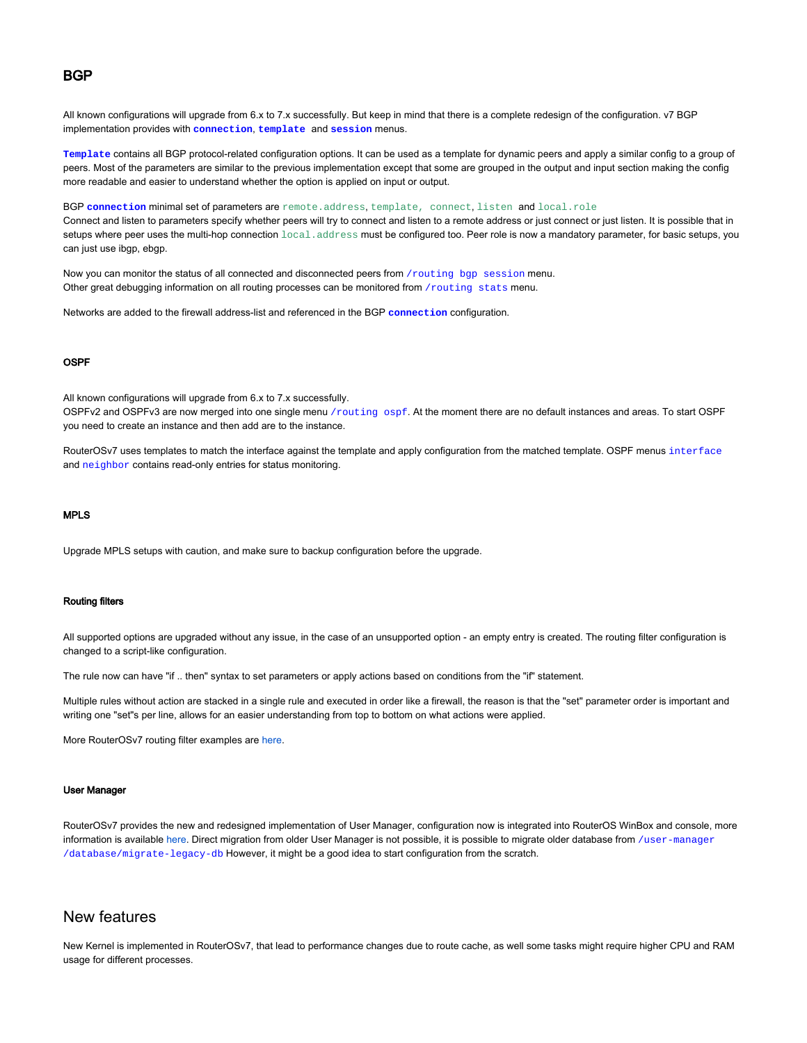### BGP

All known configurations will upgrade from 6.x to 7.x successfully. But keep in mind that there is a complete redesign of the configuration. v7 BGP implementation provides with **`connection`**, **`template`** and **`session`** menus.

**`Template`** contains all BGP protocol-related configuration options. It can be used as a template for dynamic peers and apply a similar config to a group of peers. Most of the parameters are similar to the previous implementation except that some are grouped in the output and input section making the config more readable and easier to understand whether the option is applied on input or output.

BGP **`connection`** minimal set of parameters are `remote.address`, `template, connect`, `listen` and `local.role`
Connect and listen to parameters specify whether peers will try to connect and listen to a remote address or just connect or just listen. It is possible that in setups where peer uses the multi-hop connection `local.address` must be configured too. Peer role is now a mandatory parameter, for basic setups, you can just use ibgp, ebgp.

Now you can monitor the status of all connected and disconnected peers from `/routing bgp session` menu.
Other great debugging information on all routing processes can be monitored from `/routing stats` menu.

Networks are added to the firewall address-list and referenced in the BGP **`connection`** configuration.

#### OSPF

All known configurations will upgrade from 6.x to 7.x successfully.
OSPFv2 and OSPFv3 are now merged into one single menu `/routing ospf`. At the moment there are no default instances and areas. To start OSPF you need to create an instance and then add are to the instance.

RouterOSv7 uses templates to match the interface against the template and apply configuration from the matched template. OSPF menus `interface` and `neighbor` contains read-only entries for status monitoring.

#### MPLS

Upgrade MPLS setups with caution, and make sure to backup configuration before the upgrade.

#### Routing filters

All supported options are upgraded without any issue, in the case of an unsupported option - an empty entry is created. The routing filter configuration is changed to a script-like configuration.

The rule now can have "if .. then" syntax to set parameters or apply actions based on conditions from the "if" statement.

Multiple rules without action are stacked in a single rule and executed in order like a firewall, the reason is that the "set" parameter order is important and writing one "set"s per line, allows for an easier understanding from top to bottom on what actions were applied.

More RouterOSv7 routing filter examples are here.

#### User Manager

RouterOSv7 provides the new and redesigned implementation of User Manager, configuration now is integrated into RouterOS WinBox and console, more information is available here. Direct migration from older User Manager is not possible, it is possible to migrate older database from `/user-manager /database/migrate-legacy-db` However, it might be a good idea to start configuration from the scratch.

## New features

New Kernel is implemented in RouterOSv7, that lead to performance changes due to route cache, as well some tasks might require higher CPU and RAM usage for different processes.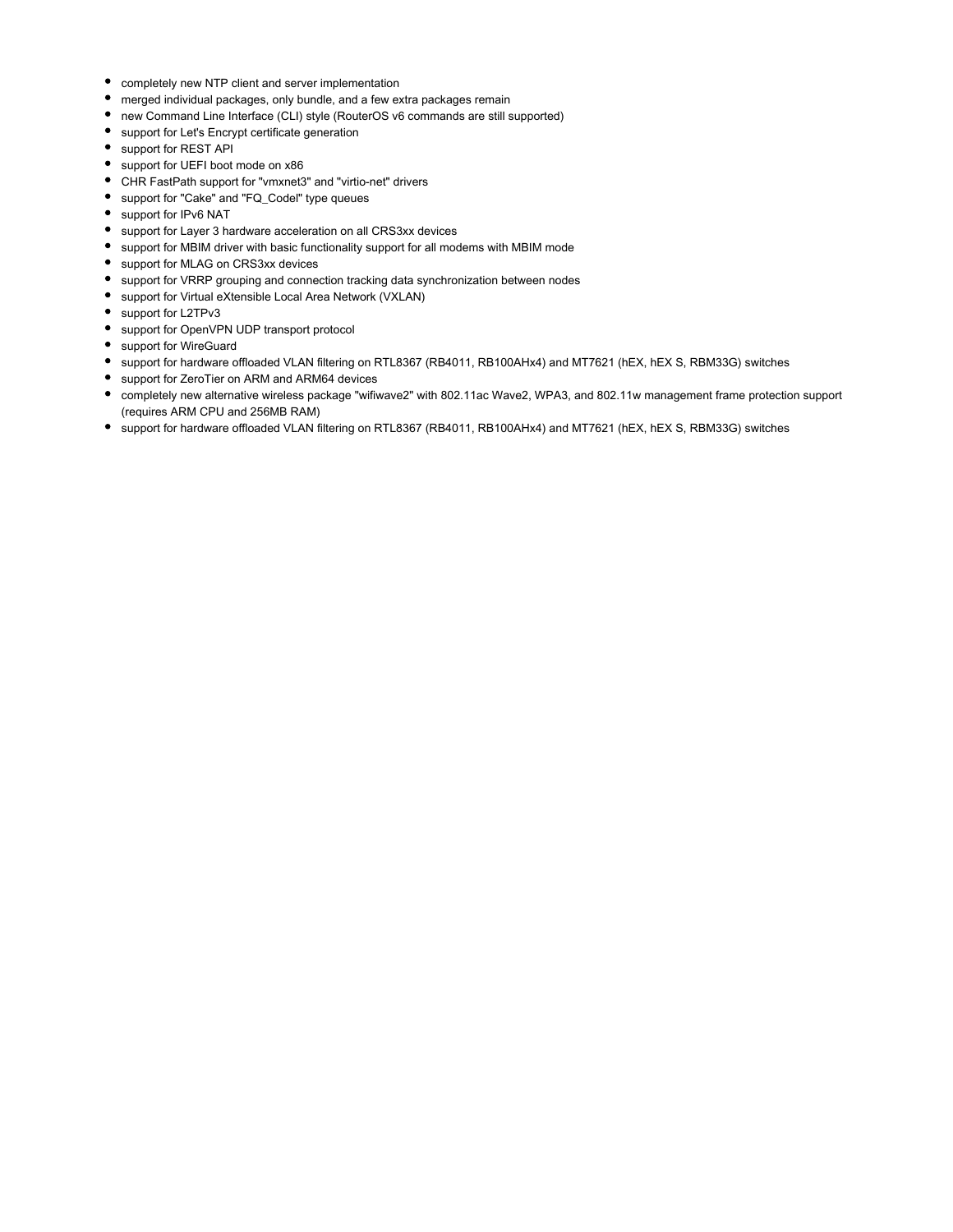- completely new NTP client and server implementation
- merged individual packages, only bundle, and a few extra packages remain
- new Command Line Interface (CLI) style (RouterOS v6 commands are still supported)
- support for Let's Encrypt certificate generation
- support for REST API
- support for UEFI boot mode on x86
- CHR FastPath support for "vmxnet3" and "virtio-net" drivers
- support for "Cake" and "FQ_Codel" type queues
- support for IPv6 NAT
- support for Layer 3 hardware acceleration on all CRS3xx devices
- support for MBIM driver with basic functionality support for all modems with MBIM mode
- support for MLAG on CRS3xx devices
- support for VRRP grouping and connection tracking data synchronization between nodes
- support for Virtual eXtensible Local Area Network (VXLAN)
- support for L2TPv3
- support for OpenVPN UDP transport protocol
- support for WireGuard
- support for hardware offloaded VLAN filtering on RTL8367 (RB4011, RB100AHx4) and MT7621 (hEX, hEX S, RBM33G) switches
- support for ZeroTier on ARM and ARM64 devices
- completely new alternative wireless package "wifiwave2" with 802.11ac Wave2, WPA3, and 802.11w management frame protection support (requires ARM CPU and 256MB RAM)
- support for hardware offloaded VLAN filtering on RTL8367 (RB4011, RB100AHx4) and MT7621 (hEX, hEX S, RBM33G) switches